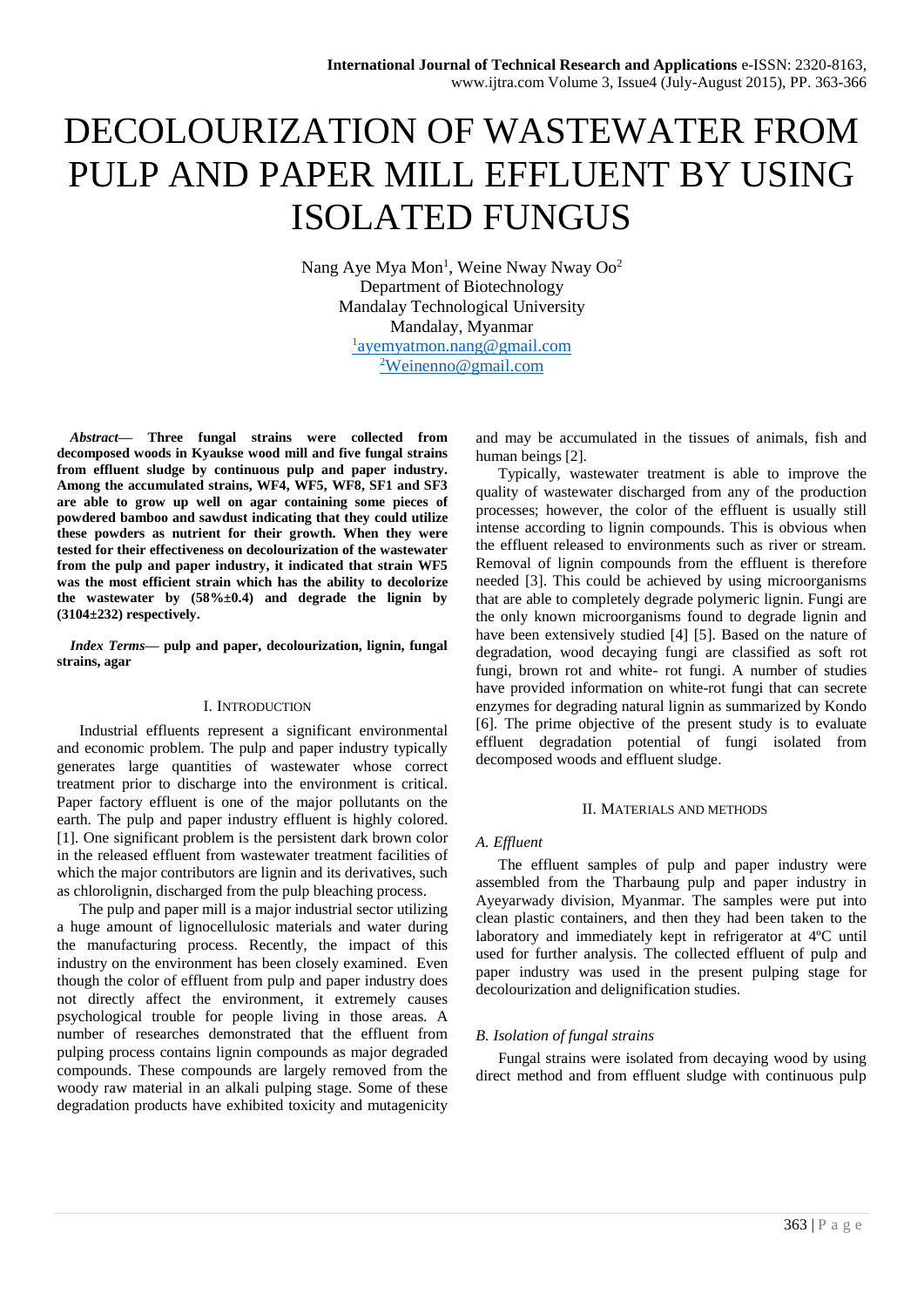# DECOLOURIZATION OF WASTEWATER FROM PULP AND PAPER MILL EFFLUENT BY USING ISOLATED FUNGUS

Nang Aye Mya Mon[1], Weine Nway Nway Oo[2]
Department of Biotechnology
Mandalay Technological University
Mandalay, Myanmar
[1]ayemyatmon.nang@gmail.com
[2]Weinenno@gmail.com

***Abstract*— Three fungal strains were collected from decomposed woods in Kyaukse wood mill and five fungal strains from effluent sludge by continuous pulp and paper industry. Among the accumulated strains, WF4, WF5, WF8, SF1 and SF3 are able to grow up well on agar containing some pieces of powdered bamboo and sawdust indicating that they could utilize these powders as nutrient for their growth. When they were tested for their effectiveness on decolourization of the wastewater from the pulp and paper industry, it indicated that strain WF5 was the most efficient strain which has the ability to decolorize the wastewater by (58%±0.4) and degrade the lignin by (3104±232) respectively.**

***Index Terms*— pulp and paper, decolourization, lignin, fungal strains, agar**

## I. Introduction

Industrial effluents represent a significant environmental and economic problem. The pulp and paper industry typically generates large quantities of wastewater whose correct treatment prior to discharge into the environment is critical. Paper factory effluent is one of the major pollutants on the earth. The pulp and paper industry effluent is highly colored. [1]. One significant problem is the persistent dark brown color in the released effluent from wastewater treatment facilities of which the major contributors are lignin and its derivatives, such as chlorolignin, discharged from the pulp bleaching process.

The pulp and paper mill is a major industrial sector utilizing a huge amount of lignocellulosic materials and water during the manufacturing process. Recently, the impact of this industry on the environment has been closely examined. Even though the color of effluent from pulp and paper industry does not directly affect the environment, it extremely causes psychological trouble for people living in those areas. A number of researches demonstrated that the effluent from pulping process contains lignin compounds as major degraded compounds. These compounds are largely removed from the woody raw material in an alkali pulping stage. Some of these degradation products have exhibited toxicity and mutagenicity and may be accumulated in the tissues of animals, fish and human beings [2].

Typically, wastewater treatment is able to improve the quality of wastewater discharged from any of the production processes; however, the color of the effluent is usually still intense according to lignin compounds. This is obvious when the effluent released to environments such as river or stream. Removal of lignin compounds from the effluent is therefore needed [3]. This could be achieved by using microorganisms that are able to completely degrade polymeric lignin. Fungi are the only known microorganisms found to degrade lignin and have been extensively studied [4] [5]. Based on the nature of degradation, wood decaying fungi are classified as soft rot fungi, brown rot and white- rot fungi. A number of studies have provided information on white-rot fungi that can secrete enzymes for degrading natural lignin as summarized by Kondo [6]. The prime objective of the present study is to evaluate effluent degradation potential of fungi isolated from decomposed woods and effluent sludge.

## II. Materials and Methods

### *A. Effluent*

The effluent samples of pulp and paper industry were assembled from the Tharbaung pulp and paper industry in Ayeyarwady division, Myanmar. The samples were put into clean plastic containers, and then they had been taken to the laboratory and immediately kept in refrigerator at 4ºC until used for further analysis. The collected effluent of pulp and paper industry was used in the present pulping stage for decolourization and delignification studies.

### *B. Isolation of fungal strains*

Fungal strains were isolated from decaying wood by using direct method and from effluent sludge with continuous pulp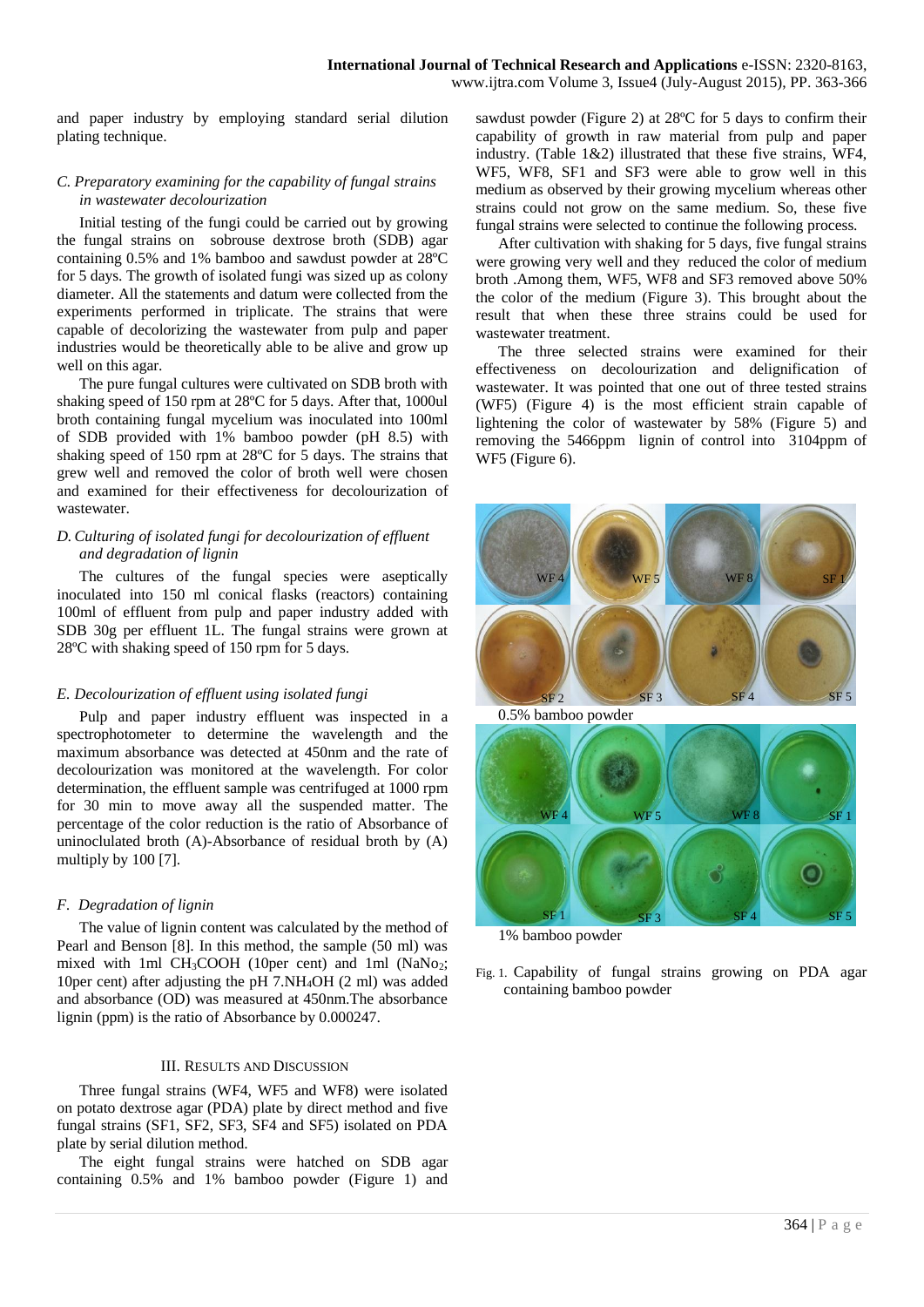and paper industry by employing standard serial dilution plating technique.

### *C. Preparatory examining for the capability of fungal strains in wastewater decolourization*

Initial testing of the fungi could be carried out by growing the fungal strains on sobrouse dextrose broth (SDB) agar containing 0.5% and 1% bamboo and sawdust powder at 28ºC for 5 days. The growth of isolated fungi was sized up as colony diameter. All the statements and datum were collected from the experiments performed in triplicate. The strains that were capable of decolorizing the wastewater from pulp and paper industries would be theoretically able to be alive and grow up well on this agar.

The pure fungal cultures were cultivated on SDB broth with shaking speed of 150 rpm at 28ºC for 5 days. After that, 1000ul broth containing fungal mycelium was inoculated into 100ml of SDB provided with 1% bamboo powder (pH 8.5) with shaking speed of 150 rpm at 28ºC for 5 days. The strains that grew well and removed the color of broth well were chosen and examined for their effectiveness for decolourization of wastewater.

### *D. Culturing of isolated fungi for decolourization of effluent and degradation of lignin*

The cultures of the fungal species were aseptically inoculated into 150 ml conical flasks (reactors) containing 100ml of effluent from pulp and paper industry added with SDB 30g per effluent 1L. The fungal strains were grown at 28ºC with shaking speed of 150 rpm for 5 days.

### *E. Decolourization of effluent using isolated fungi*

Pulp and paper industry effluent was inspected in a spectrophotometer to determine the wavelength and the maximum absorbance was detected at 450nm and the rate of decolourization was monitored at the wavelength. For color determination, the effluent sample was centrifuged at 1000 rpm for 30 min to move away all the suspended matter. The percentage of the color reduction is the ratio of Absorbance of uninoclulated broth (A)-Absorbance of residual broth by (A) multiply by 100 [7].

### *F. Degradation of lignin*

The value of lignin content was calculated by the method of Pearl and Benson [8]. In this method, the sample (50 ml) was mixed with 1ml $CH_3COOH$ (10per cent) and 1ml ($NaNo_2$; 10per cent) after adjusting the pH 7.$NH_4OH$ (2 ml) was added and absorbance (OD) was measured at 450nm.The absorbance lignin (ppm) is the ratio of Absorbance by 0.000247.

## III. Results and Discussion

Three fungal strains (WF4, WF5 and WF8) were isolated on potato dextrose agar (PDA) plate by direct method and five fungal strains (SF1, SF2, SF3, SF4 and SF5) isolated on PDA plate by serial dilution method.

The eight fungal strains were hatched on SDB agar containing 0.5% and 1% bamboo powder (Figure 1) and sawdust powder (Figure 2) at 28ºC for 5 days to confirm their capability of growth in raw material from pulp and paper industry. (Table 1&2) illustrated that these five strains, WF4, WF5, WF8, SF1 and SF3 were able to grow well in this medium as observed by their growing mycelium whereas other strains could not grow on the same medium. So, these five fungal strains were selected to continue the following process.

After cultivation with shaking for 5 days, five fungal strains were growing very well and they reduced the color of medium broth .Among them, WF5, WF8 and SF3 removed above 50% the color of the medium (Figure 3). This brought about the result that when these three strains could be used for wastewater treatment.

The three selected strains were examined for their effectiveness on decolourization and delignification of wastewater. It was pointed that one out of three tested strains (WF5) (Figure 4) is the most efficient strain capable of lightening the color of wastewater by 58% (Figure 5) and removing the 5466ppm lignin of control into 3104ppm of WF5 (Figure 6).

Fig. 1. Capability of fungal strains growing on PDA agar containing bamboo powder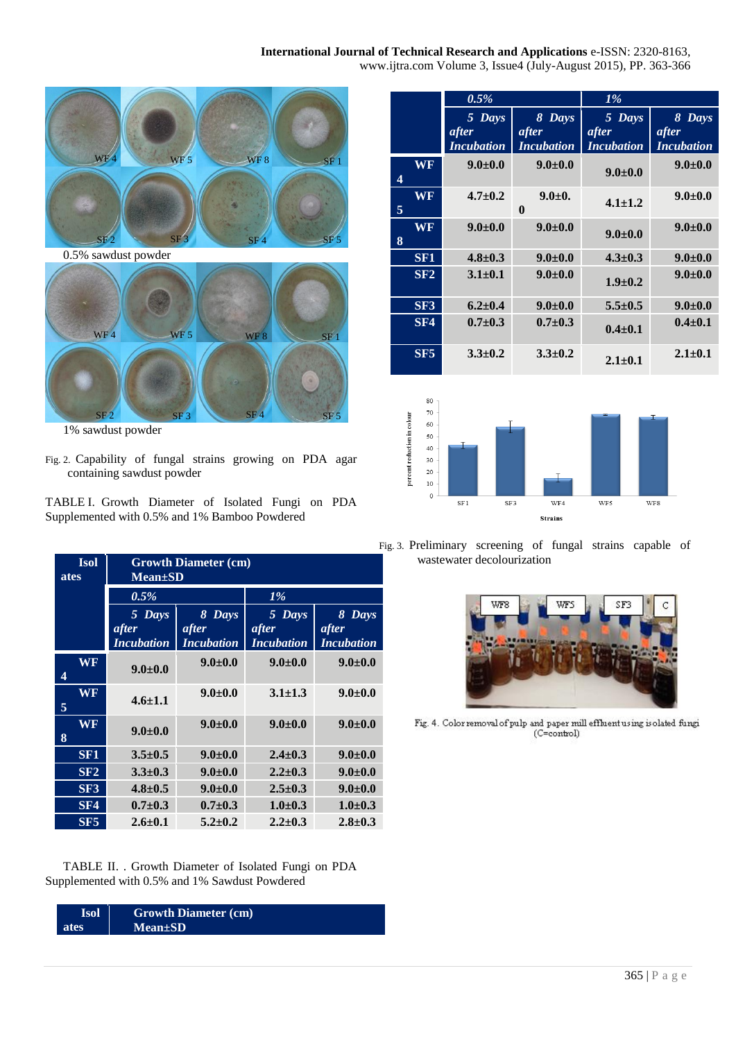0.5% sawdust powder

1% sawdust powder

Fig. 2. Capability of fungal strains growing on PDA agar containing sawdust powder

TABLE I. Growth Diameter of Isolated Fungi on PDA Supplemented with 0.5% and 1% Bamboo Powdered

| Isolates | Growth Diameter (cm) Mean±SD | | | |
|---|---|---|---|---|
| | 0.5% | | 1% | |
| | 5 Days after Incubation | 8 Days after Incubation | 5 Days after Incubation | 8 Days after Incubation |
| WF 4 | 9.0±0.0 | 9.0±0.0 | 9.0±0.0 | 9.0±0.0 |
| WF 5 | 4.6±1.1 | 9.0±0.0 | 3.1±1.3 | 9.0±0.0 |
| WF 8 | 9.0±0.0 | 9.0±0.0 | 9.0±0.0 | 9.0±0.0 |
| SF1 | 3.5±0.5 | 9.0±0.0 | 2.4±0.3 | 9.0±0.0 |
| SF2 | 3.3±0.3 | 9.0±0.0 | 2.2±0.3 | 9.0±0.0 |
| SF3 | 4.8±0.5 | 9.0±0.0 | 2.5±0.3 | 9.0±0.0 |
| SF4 | 0.7±0.3 | 0.7±0.3 | 1.0±0.3 | 1.0±0.3 |
| SF5 | 2.6±0.1 | 5.2±0.2 | 2.2±0.3 | 2.8±0.3 |

TABLE II. . Growth Diameter of Isolated Fungi on PDA Supplemented with 0.5% and 1% Sawdust Powdered

| Isolates | Growth Diameter (cm) Mean±SD | | | |
|---|---|---|---|---|
| | 0.5% | | 1% | |
| | 5 Days after Incubation | 8 Days after Incubation | 5 Days after Incubation | 8 Days after Incubation |
| WF 4 | 9.0±0.0 | 9.0±0.0 | 9.0±0.0 | 9.0±0.0 |
| WF 5 | 4.7±0.2 | 9.0±0.0 | 4.1±1.2 | 9.0±0.0 |
| WF 8 | 9.0±0.0 | 9.0±0.0 | 9.0±0.0 | 9.0±0.0 |
| SF1 | 4.8±0.3 | 9.0±0.0 | 4.3±0.3 | 9.0±0.0 |
| SF2 | 3.1±0.1 | 9.0±0.0 | 1.9±0.2 | 9.0±0.0 |
| SF3 | 6.2±0.4 | 9.0±0.0 | 5.5±0.5 | 9.0±0.0 |
| SF4 | 0.7±0.3 | 0.7±0.3 | 0.4±0.1 | 0.4±0.1 |
| SF5 | 3.3±0.2 | 3.3±0.2 | 2.1±0.1 | 2.1±0.1 |

Fig. 3. Preliminary screening of fungal strains capable of wastewater decolourization

Fig. 4. Color removal of pulp and paper mill effluent using isolated fungi (C=control)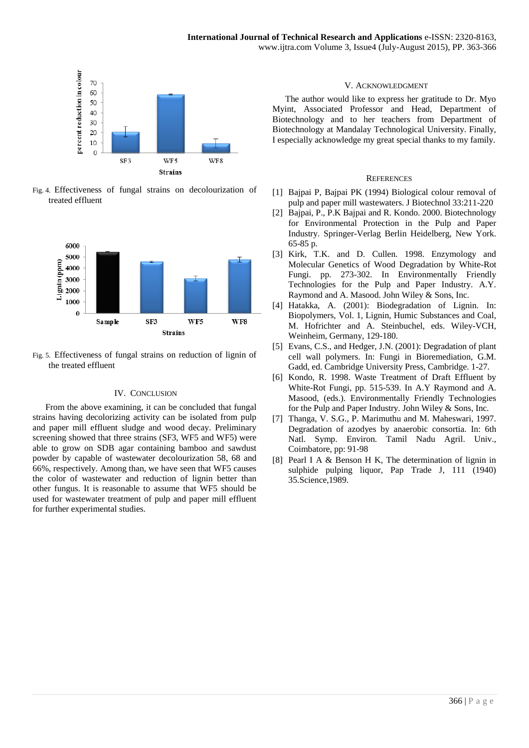percent reduction in colour

70
60
50
40
30
20
10
0

SF3
WF5
WF8

Strains

Fig. 4. Effectiveness of fungal strains on decolourization of treated effluent

Lignin (ppm)

6000
5000
4000
3000
2000
1000
0

Sample
SF3
WF5
WF8

Strains

Fig. 5. Effectiveness of fungal strains on reduction of lignin of the treated effluent

## IV. CONCLUSION

From the above examining, it can be concluded that fungal strains having decolorizing activity can be isolated from pulp and paper mill effluent sludge and wood decay. Preliminary screening showed that three strains (SF3, WF5 and WF5) were able to grow on SDB agar containing bamboo and sawdust powder by capable of wastewater decolourization 58, 68 and 66%, respectively. Among than, we have seen that WF5 causes the color of wastewater and reduction of lignin better than other fungus. It is reasonable to assume that WF5 should be used for wastewater treatment of pulp and paper mill effluent for further experimental studies.

## V. ACKNOWLEDGMENT

The author would like to express her gratitude to Dr. Myo Myint, Associated Professor and Head, Department of Biotechnology and to her teachers from Department of Biotechnology at Mandalay Technological University. Finally, I especially acknowledge my great special thanks to my family.

## REFERENCES

[1] Bajpai P, Bajpai PK (1994) Biological colour removal of pulp and paper mill wastewaters. J Biotechnol 33:211-220

[2] Bajpai, P., P.K Bajpai and R. Kondo. 2000. Biotechnology for Environmental Protection in the Pulp and Paper Industry. Springer-Verlag Berlin Heidelberg, New York. 65-85 p.

[3] Kirk, T.K. and D. Cullen. 1998. Enzymology and Molecular Genetics of Wood Degradation by White-Rot Fungi. pp. 273-302. In Environmentally Friendly Technologies for the Pulp and Paper Industry. A.Y. Raymond and A. Masood. John Wiley & Sons, Inc.

[4] Hatakka, A. (2001): Biodegradation of Lignin. In: Biopolymers, Vol. 1, Lignin, Humic Substances and Coal, M. Hofrichter and A. Steinbuchel, eds. Wiley-VCH, Weinheim, Germany, 129-180.

[5] Evans, C.S., and Hedger, J.N. (2001): Degradation of plant cell wall polymers. In: Fungi in Bioremediation, G.M. Gadd, ed. Cambridge University Press, Cambridge. 1-27.

[6] Kondo, R. 1998. Waste Treatment of Draft Effluent by White-Rot Fungi, pp. 515-539. In A.Y Raymond and A. Masood, (eds.). Environmentally Friendly Technologies for the Pulp and Paper Industry. John Wiley & Sons, Inc.

[7] Thanga, V. S.G., P. Marimuthu and M. Maheswari, 1997. Degradation of azodyes by anaerobic consortia. In: 6th Natl. Symp. Environ. Tamil Nadu Agril. Univ., Coimbatore, pp: 91-98

[8] Pearl I A & Benson H K, The determination of lignin in sulphide pulping liquor, Pap Trade J, 111 (1940) 35.Science,1989.